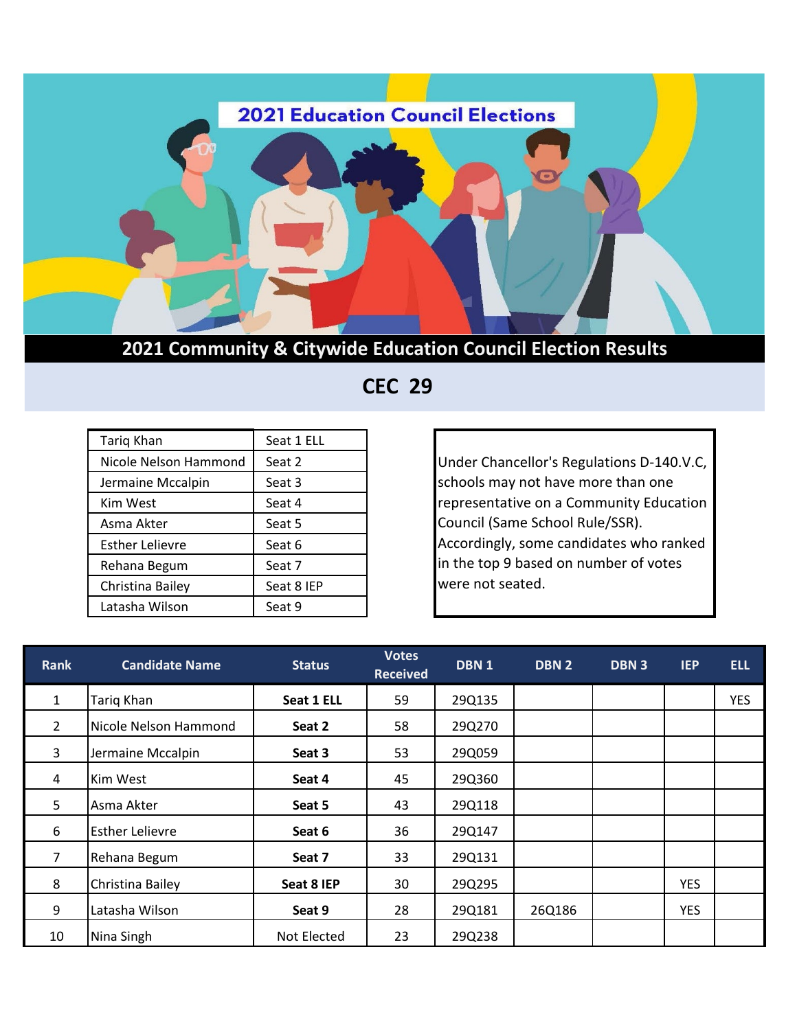# 2021 Education Council Elections

## 2021 Community & Citywide Education Council Election Results

## CEC 29

| Tariq Khan | Seat 1 ELL |
|---|---|
| Nicole Nelson Hammond | Seat 2 |
| Jermaine Mccalpin | Seat 3 |
| Kim West | Seat 4 |
| Asma Akter | Seat 5 |
| Esther Lelievre | Seat 6 |
| Rehana Begum | Seat 7 |
| Christina Bailey | Seat 8 IEP |
| Latasha Wilson | Seat 9 |

Under Chancellor's Regulations D-140.V.C, schools may not have more than one representative on a Community Education Council (Same School Rule/SSR). Accordingly, some candidates who ranked in the top 9 based on number of votes were not seated.

| Rank | Candidate Name | Status | Votes Received | DBN 1 | DBN 2 | DBN 3 | IEP | ELL |
|---|---|---|---|---|---|---|---|---|
| 1 | Tariq Khan | **Seat 1 ELL** | 59 | 29Q135 | | | | YES |
| 2 | Nicole Nelson Hammond | **Seat 2** | 58 | 29Q270 | | | | |
| 3 | Jermaine Mccalpin | **Seat 3** | 53 | 29Q059 | | | | |
| 4 | Kim West | **Seat 4** | 45 | 29Q360 | | | | |
| 5 | Asma Akter | **Seat 5** | 43 | 29Q118 | | | | |
| 6 | Esther Lelievre | **Seat 6** | 36 | 29Q147 | | | | |
| 7 | Rehana Begum | **Seat 7** | 33 | 29Q131 | | | | |
| 8 | Christina Bailey | **Seat 8 IEP** | 30 | 29Q295 | | | YES | |
| 9 | Latasha Wilson | **Seat 9** | 28 | 29Q181 | 26Q186 | | YES | |
| 10 | Nina Singh | Not Elected | 23 | 29Q238 | | | | |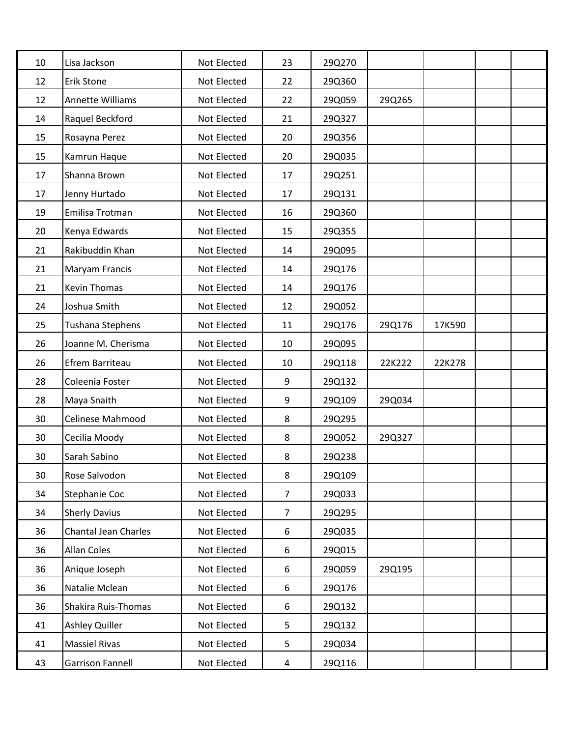| | | | | | | | | |
|---|---|---|---|---|---|---|---|---|
| 10 | Lisa Jackson | Not Elected | 23 | 29Q270 | | | | |
| 12 | Erik Stone | Not Elected | 22 | 29Q360 | | | | |
| 12 | Annette Williams | Not Elected | 22 | 29Q059 | 29Q265 | | | |
| 14 | Raquel Beckford | Not Elected | 21 | 29Q327 | | | | |
| 15 | Rosayna Perez | Not Elected | 20 | 29Q356 | | | | |
| 15 | Kamrun Haque | Not Elected | 20 | 29Q035 | | | | |
| 17 | Shanna Brown | Not Elected | 17 | 29Q251 | | | | |
| 17 | Jenny Hurtado | Not Elected | 17 | 29Q131 | | | | |
| 19 | Emilisa Trotman | Not Elected | 16 | 29Q360 | | | | |
| 20 | Kenya Edwards | Not Elected | 15 | 29Q355 | | | | |
| 21 | Rakibuddin Khan | Not Elected | 14 | 29Q095 | | | | |
| 21 | Maryam Francis | Not Elected | 14 | 29Q176 | | | | |
| 21 | Kevin Thomas | Not Elected | 14 | 29Q176 | | | | |
| 24 | Joshua Smith | Not Elected | 12 | 29Q052 | | | | |
| 25 | Tushana Stephens | Not Elected | 11 | 29Q176 | 29Q176 | 17K590 | | |
| 26 | Joanne M. Cherisma | Not Elected | 10 | 29Q095 | | | | |
| 26 | Efrem Barriteau | Not Elected | 10 | 29Q118 | 22K222 | 22K278 | | |
| 28 | Coleenia Foster | Not Elected | 9 | 29Q132 | | | | |
| 28 | Maya Snaith | Not Elected | 9 | 29Q109 | 29Q034 | | | |
| 30 | Celinese Mahmood | Not Elected | 8 | 29Q295 | | | | |
| 30 | Cecilia Moody | Not Elected | 8 | 29Q052 | 29Q327 | | | |
| 30 | Sarah Sabino | Not Elected | 8 | 29Q238 | | | | |
| 30 | Rose Salvodon | Not Elected | 8 | 29Q109 | | | | |
| 34 | Stephanie Coc | Not Elected | 7 | 29Q033 | | | | |
| 34 | Sherly Davius | Not Elected | 7 | 29Q295 | | | | |
| 36 | Chantal Jean Charles | Not Elected | 6 | 29Q035 | | | | |
| 36 | Allan Coles | Not Elected | 6 | 29Q015 | | | | |
| 36 | Anique Joseph | Not Elected | 6 | 29Q059 | 29Q195 | | | |
| 36 | Natalie Mclean | Not Elected | 6 | 29Q176 | | | | |
| 36 | Shakira Ruis-Thomas | Not Elected | 6 | 29Q132 | | | | |
| 41 | Ashley Quiller | Not Elected | 5 | 29Q132 | | | | |
| 41 | Massiel Rivas | Not Elected | 5 | 29Q034 | | | | |
| 43 | Garrison Fannell | Not Elected | 4 | 29Q116 | | | | |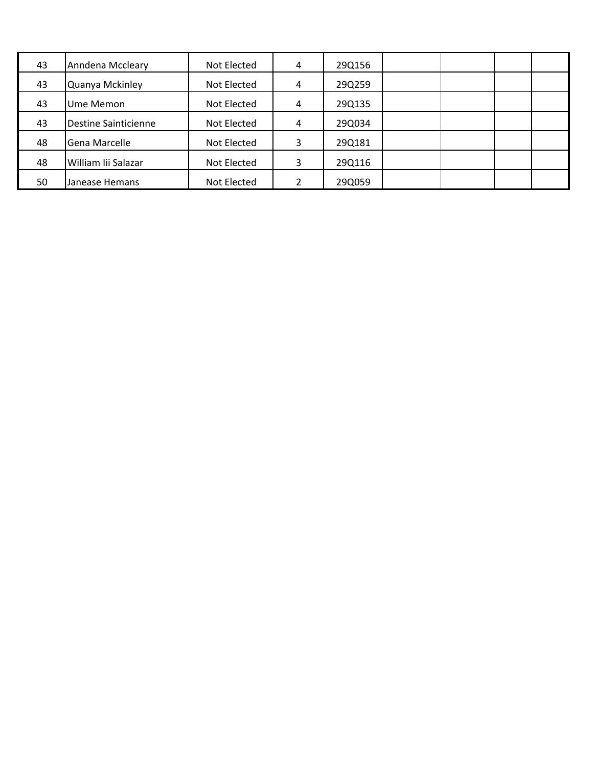| | | | | | | | | |
|---|---|---|---|---|---|---|---|---|
| 43 | Anndena Mccleary | Not Elected | 4 | 29Q156 | | | | |
| 43 | Quanya Mckinley | Not Elected | 4 | 29Q259 | | | | |
| 43 | Ume Memon | Not Elected | 4 | 29Q135 | | | | |
| 43 | Destine Sainticienne | Not Elected | 4 | 29Q034 | | | | |
| 48 | Gena Marcelle | Not Elected | 3 | 29Q181 | | | | |
| 48 | William Iii Salazar | Not Elected | 3 | 29Q116 | | | | |
| 50 | Janease Hemans | Not Elected | 2 | 29Q059 | | | | |